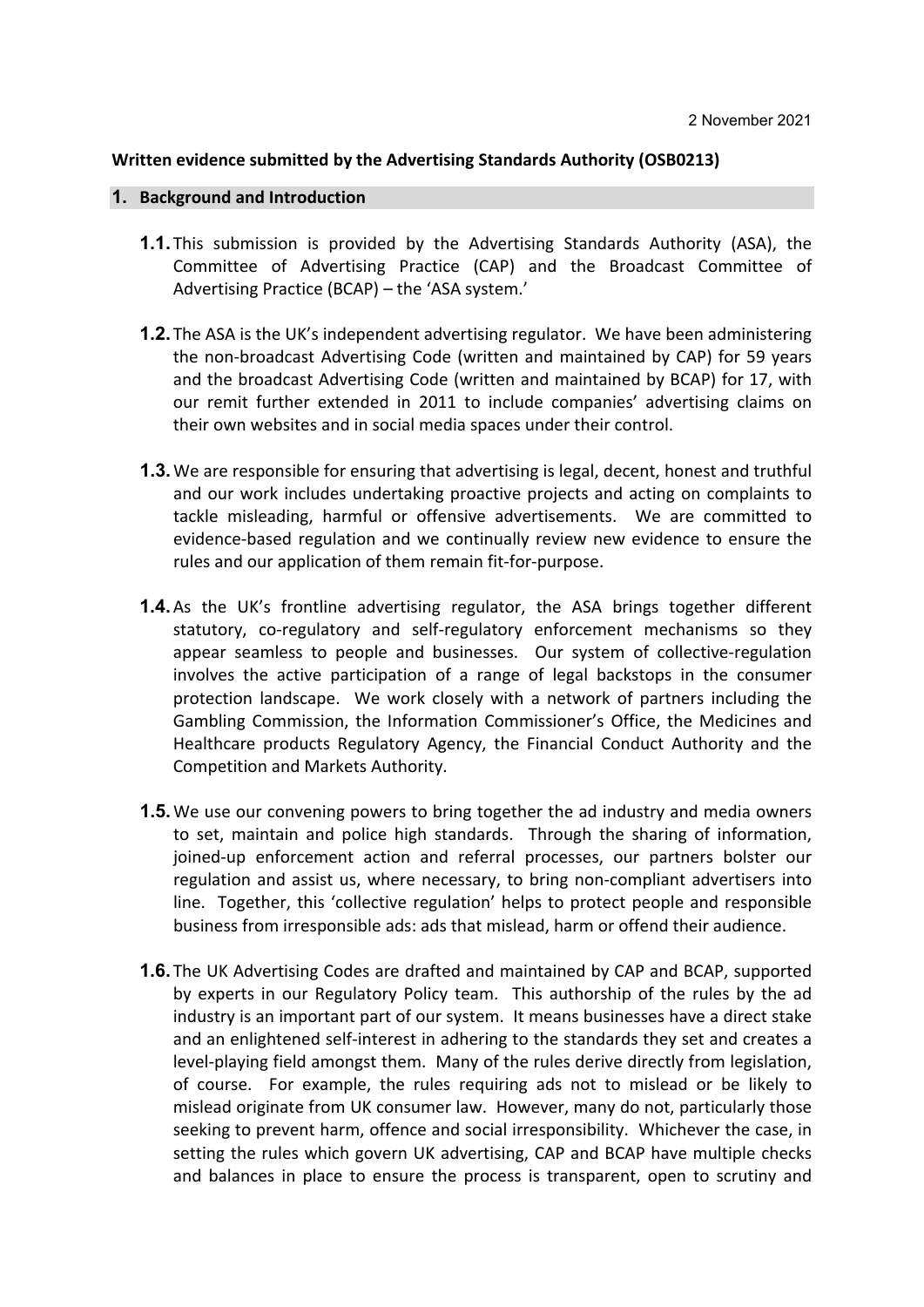2 November 2021

**Written evidence submitted by the Advertising Standards Authority (OSB0213)**

## 1. Background and Introduction

**1.1.** This submission is provided by the Advertising Standards Authority (ASA), the Committee of Advertising Practice (CAP) and the Broadcast Committee of Advertising Practice (BCAP) – the 'ASA system.'

**1.2.** The ASA is the UK's independent advertising regulator. We have been administering the non-broadcast Advertising Code (written and maintained by CAP) for 59 years and the broadcast Advertising Code (written and maintained by BCAP) for 17, with our remit further extended in 2011 to include companies' advertising claims on their own websites and in social media spaces under their control.

**1.3.** We are responsible for ensuring that advertising is legal, decent, honest and truthful and our work includes undertaking proactive projects and acting on complaints to tackle misleading, harmful or offensive advertisements. We are committed to evidence-based regulation and we continually review new evidence to ensure the rules and our application of them remain fit-for-purpose.

**1.4.** As the UK's frontline advertising regulator, the ASA brings together different statutory, co-regulatory and self-regulatory enforcement mechanisms so they appear seamless to people and businesses. Our system of collective-regulation involves the active participation of a range of legal backstops in the consumer protection landscape. We work closely with a network of partners including the Gambling Commission, the Information Commissioner's Office, the Medicines and Healthcare products Regulatory Agency, the Financial Conduct Authority and the Competition and Markets Authority.

**1.5.** We use our convening powers to bring together the ad industry and media owners to set, maintain and police high standards. Through the sharing of information, joined-up enforcement action and referral processes, our partners bolster our regulation and assist us, where necessary, to bring non-compliant advertisers into line. Together, this 'collective regulation' helps to protect people and responsible business from irresponsible ads: ads that mislead, harm or offend their audience.

**1.6.** The UK Advertising Codes are drafted and maintained by CAP and BCAP, supported by experts in our Regulatory Policy team. This authorship of the rules by the ad industry is an important part of our system. It means businesses have a direct stake and an enlightened self-interest in adhering to the standards they set and creates a level-playing field amongst them. Many of the rules derive directly from legislation, of course. For example, the rules requiring ads not to mislead or be likely to mislead originate from UK consumer law. However, many do not, particularly those seeking to prevent harm, offence and social irresponsibility. Whichever the case, in setting the rules which govern UK advertising, CAP and BCAP have multiple checks and balances in place to ensure the process is transparent, open to scrutiny and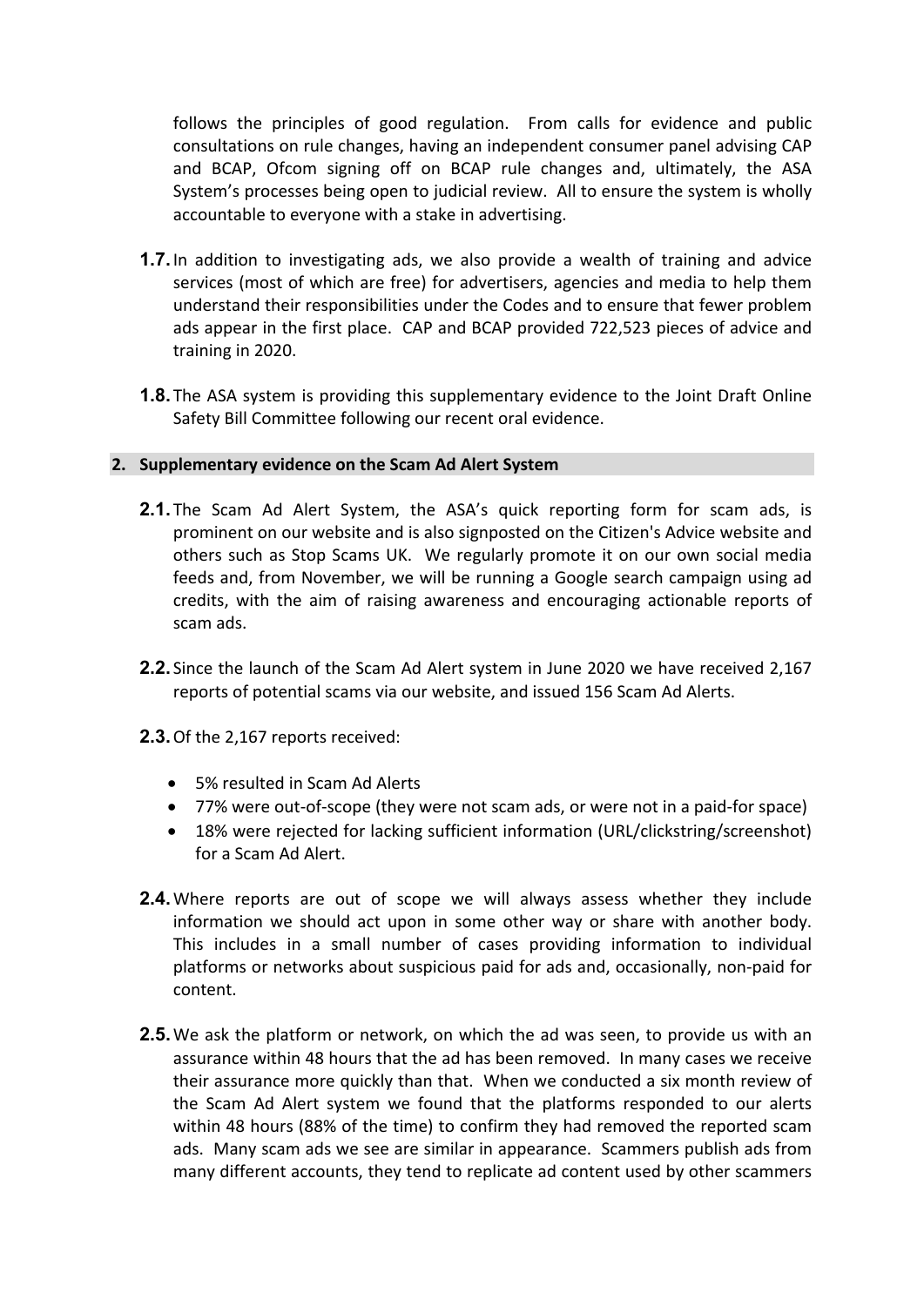follows the principles of good regulation. From calls for evidence and public consultations on rule changes, having an independent consumer panel advising CAP and BCAP, Ofcom signing off on BCAP rule changes and, ultimately, the ASA System's processes being open to judicial review. All to ensure the system is wholly accountable to everyone with a stake in advertising.

**1.7.** In addition to investigating ads, we also provide a wealth of training and advice services (most of which are free) for advertisers, agencies and media to help them understand their responsibilities under the Codes and to ensure that fewer problem ads appear in the first place. CAP and BCAP provided 722,523 pieces of advice and training in 2020.

**1.8.** The ASA system is providing this supplementary evidence to the Joint Draft Online Safety Bill Committee following our recent oral evidence.

## 2. Supplementary evidence on the Scam Ad Alert System

**2.1.** The Scam Ad Alert System, the ASA's quick reporting form for scam ads, is prominent on our website and is also signposted on the Citizen's Advice website and others such as Stop Scams UK. We regularly promote it on our own social media feeds and, from November, we will be running a Google search campaign using ad credits, with the aim of raising awareness and encouraging actionable reports of scam ads.

**2.2.** Since the launch of the Scam Ad Alert system in June 2020 we have received 2,167 reports of potential scams via our website, and issued 156 Scam Ad Alerts.

**2.3.** Of the 2,167 reports received:

- 5% resulted in Scam Ad Alerts
- 77% were out-of-scope (they were not scam ads, or were not in a paid-for space)
- 18% were rejected for lacking sufficient information (URL/clickstring/screenshot) for a Scam Ad Alert.

**2.4.** Where reports are out of scope we will always assess whether they include information we should act upon in some other way or share with another body. This includes in a small number of cases providing information to individual platforms or networks about suspicious paid for ads and, occasionally, non-paid for content.

**2.5.** We ask the platform or network, on which the ad was seen, to provide us with an assurance within 48 hours that the ad has been removed. In many cases we receive their assurance more quickly than that. When we conducted a six month review of the Scam Ad Alert system we found that the platforms responded to our alerts within 48 hours (88% of the time) to confirm they had removed the reported scam ads. Many scam ads we see are similar in appearance. Scammers publish ads from many different accounts, they tend to replicate ad content used by other scammers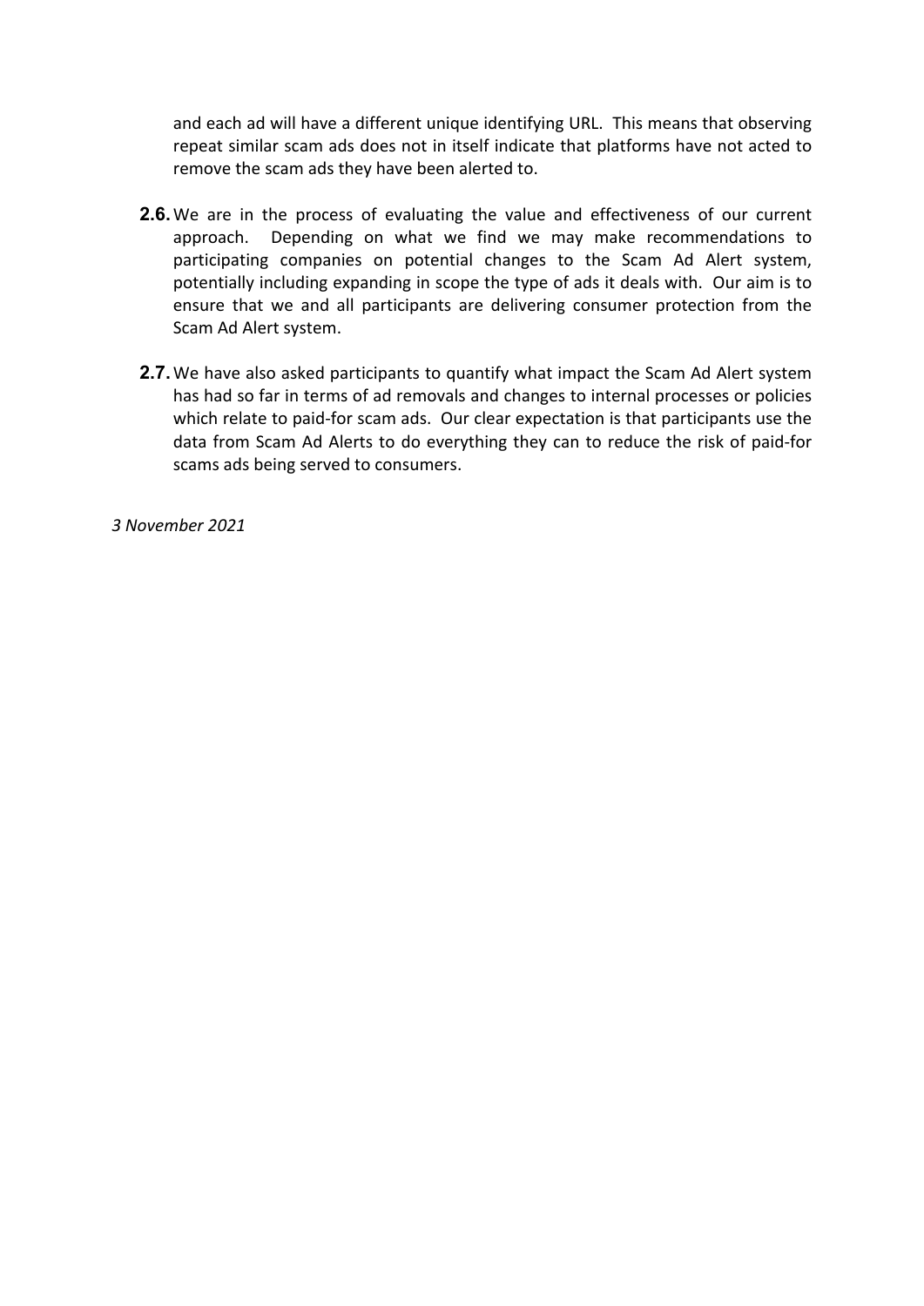and each ad will have a different unique identifying URL. This means that observing repeat similar scam ads does not in itself indicate that platforms have not acted to remove the scam ads they have been alerted to.

**2.6.** We are in the process of evaluating the value and effectiveness of our current approach. Depending on what we find we may make recommendations to participating companies on potential changes to the Scam Ad Alert system, potentially including expanding in scope the type of ads it deals with. Our aim is to ensure that we and all participants are delivering consumer protection from the Scam Ad Alert system.

**2.7.** We have also asked participants to quantify what impact the Scam Ad Alert system has had so far in terms of ad removals and changes to internal processes or policies which relate to paid-for scam ads. Our clear expectation is that participants use the data from Scam Ad Alerts to do everything they can to reduce the risk of paid-for scams ads being served to consumers.

*3 November 2021*